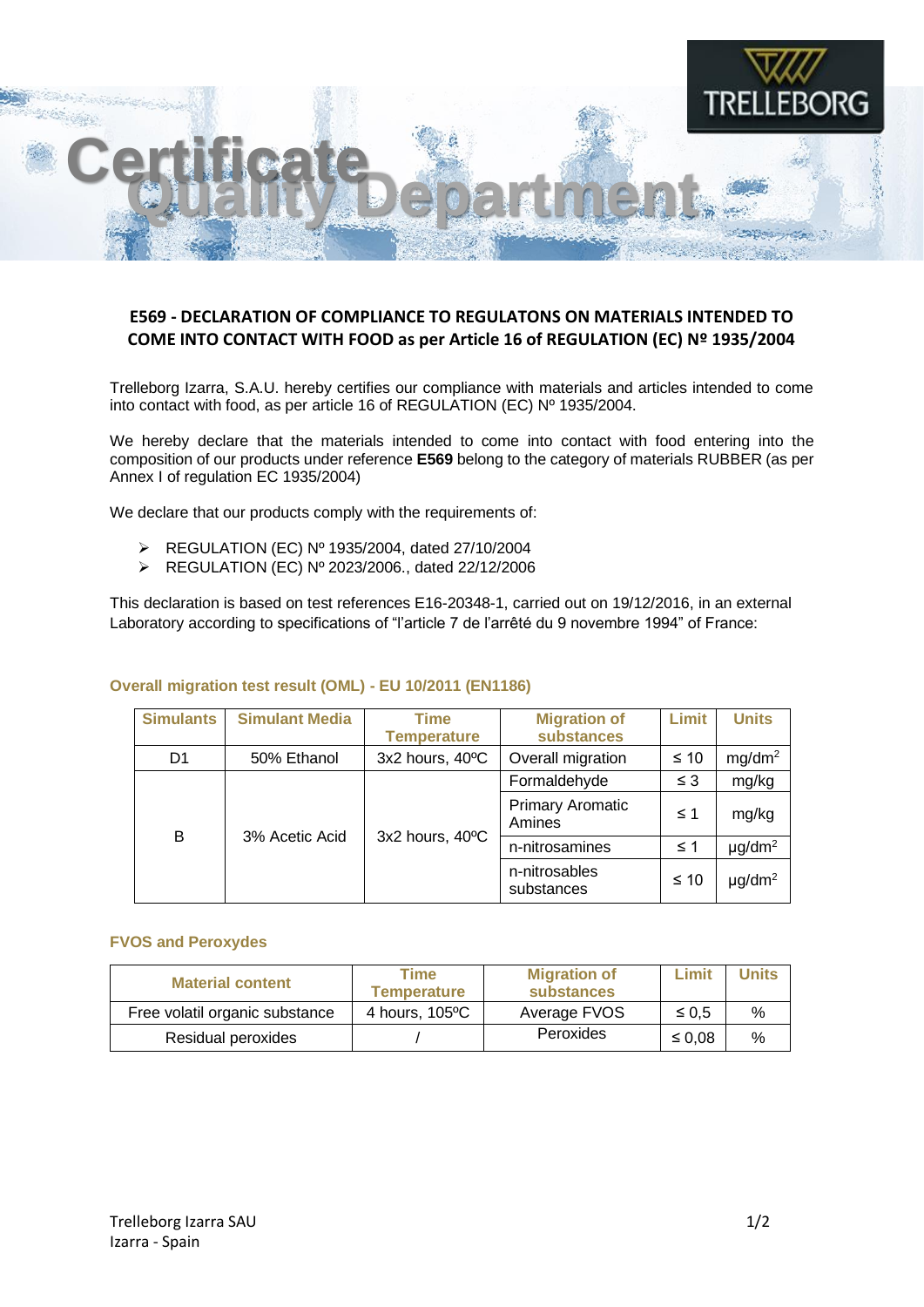# Certificate Quality Department

TRELLEBORG

**E569 - DECLARATION OF COMPLIANCE TO REGULATONS ON MATERIALS INTENDED TO COME INTO CONTACT WITH FOOD as per Article 16 of REGULATION (EC) Nº 1935/2004**

Trelleborg Izarra, S.A.U. hereby certifies our compliance with materials and articles intended to come into contact with food, as per article 16 of REGULATION (EC) Nº 1935/2004.

We hereby declare that the materials intended to come into contact with food entering into the composition of our products under reference **E569** belong to the category of materials RUBBER (as per Annex I of regulation EC 1935/2004)

We declare that our products comply with the requirements of:

- REGULATION (EC) Nº 1935/2004, dated 27/10/2004
- REGULATION (EC) Nº 2023/2006., dated 22/12/2006

This declaration is based on test references E16-20348-1, carried out on 19/12/2016, in an external Laboratory according to specifications of "l'article 7 de l'arrêté du 9 novembre 1994" of France:

**Overall migration test result (OML) - EU 10/2011 (EN1186)**

| Simulants | Simulant Media | Time Temperature | Migration of substances | Limit | Units |
|---|---|---|---|---|---|
| D1 | 50% Ethanol | 3x2 hours, 40ºC | Overall migration | ≤ 10 | $mg/dm^2$ |
| B | 3% Acetic Acid | 3x2 hours, 40ºC | Formaldehyde | ≤ 3 | mg/kg |
| | | | Primary Aromatic Amines | ≤ 1 | mg/kg |
| | | | n-nitrosamines | ≤ 1 | $\mu g/dm^2$ |
| | | | n-nitrosables substances | ≤ 10 | $\mu g/dm^2$ |

**FVOS and Peroxydes**

| Material content | Time Temperature | Migration of substances | Limit | Units |
|---|---|---|---|---|
| Free volatil organic substance | 4 hours, 105ºC | Average FVOS | ≤ 0,5 | % |
| Residual peroxides | / | Peroxides | ≤ 0,08 | % |

Trelleborg Izarra SAU
Izarra - Spain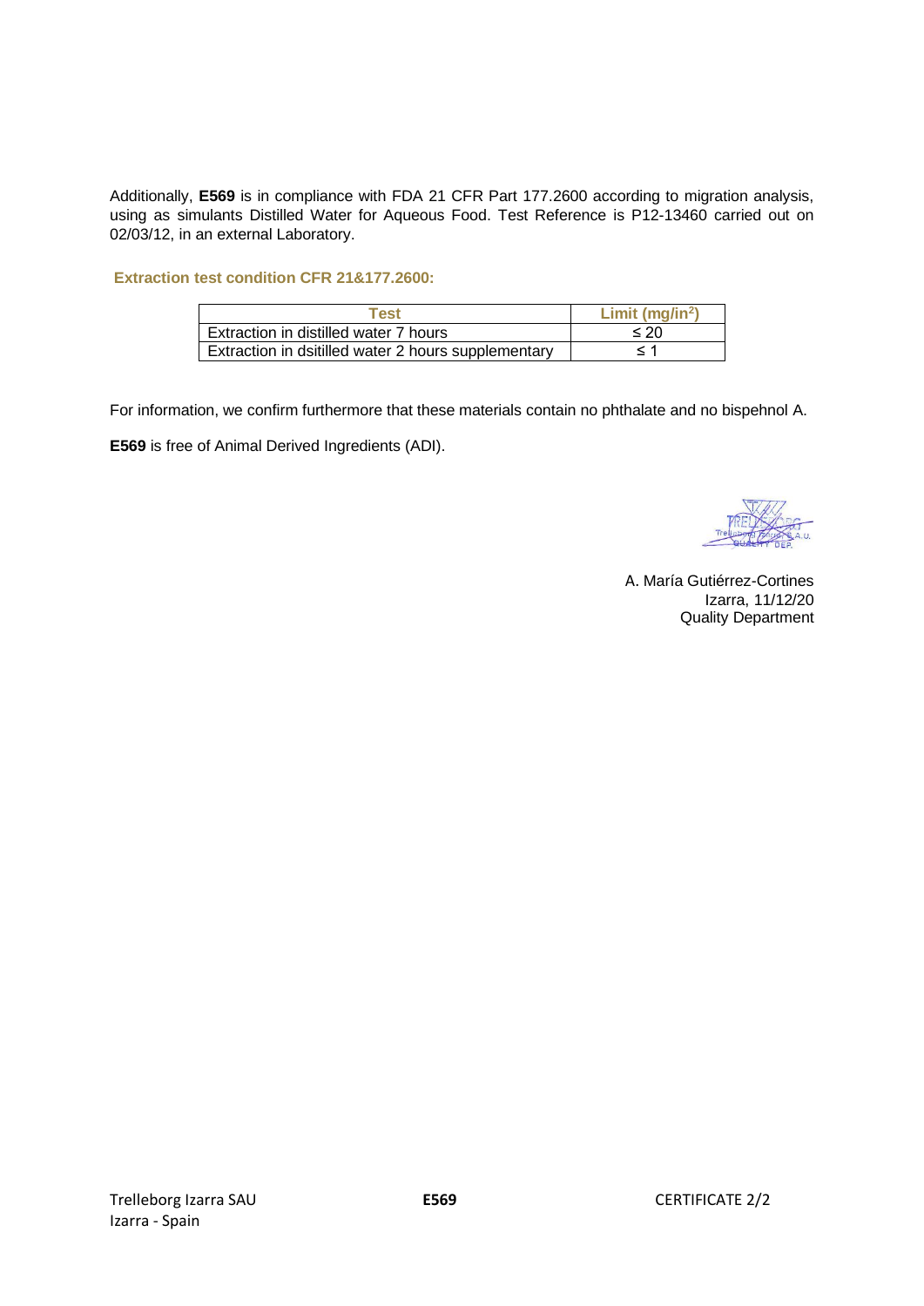Additionally, **E569** is in compliance with FDA 21 CFR Part 177.2600 according to migration analysis, using as simulants Distilled Water for Aqueous Food. Test Reference is P12-13460 carried out on 02/03/12, in an external Laboratory.

**Extraction test condition CFR 21&177.2600:**

| Test | Limit (mg/in$^2$) |
| --- | --- |
| Extraction in distilled water 7 hours | ≤ 20 |
| Extraction in dsitilled water 2 hours supplementary | ≤ 1 |

For information, we confirm furthermore that these materials contain no phthalate and no bispehnol A.

**E569** is free of Animal Derived Ingredients (ADI).

A. María Gutiérrez-Cortines
Izarra, 11/12/20
Quality Department

Trelleborg Izarra SAU
Izarra - Spain

**E569**

CERTIFICATE 2/2